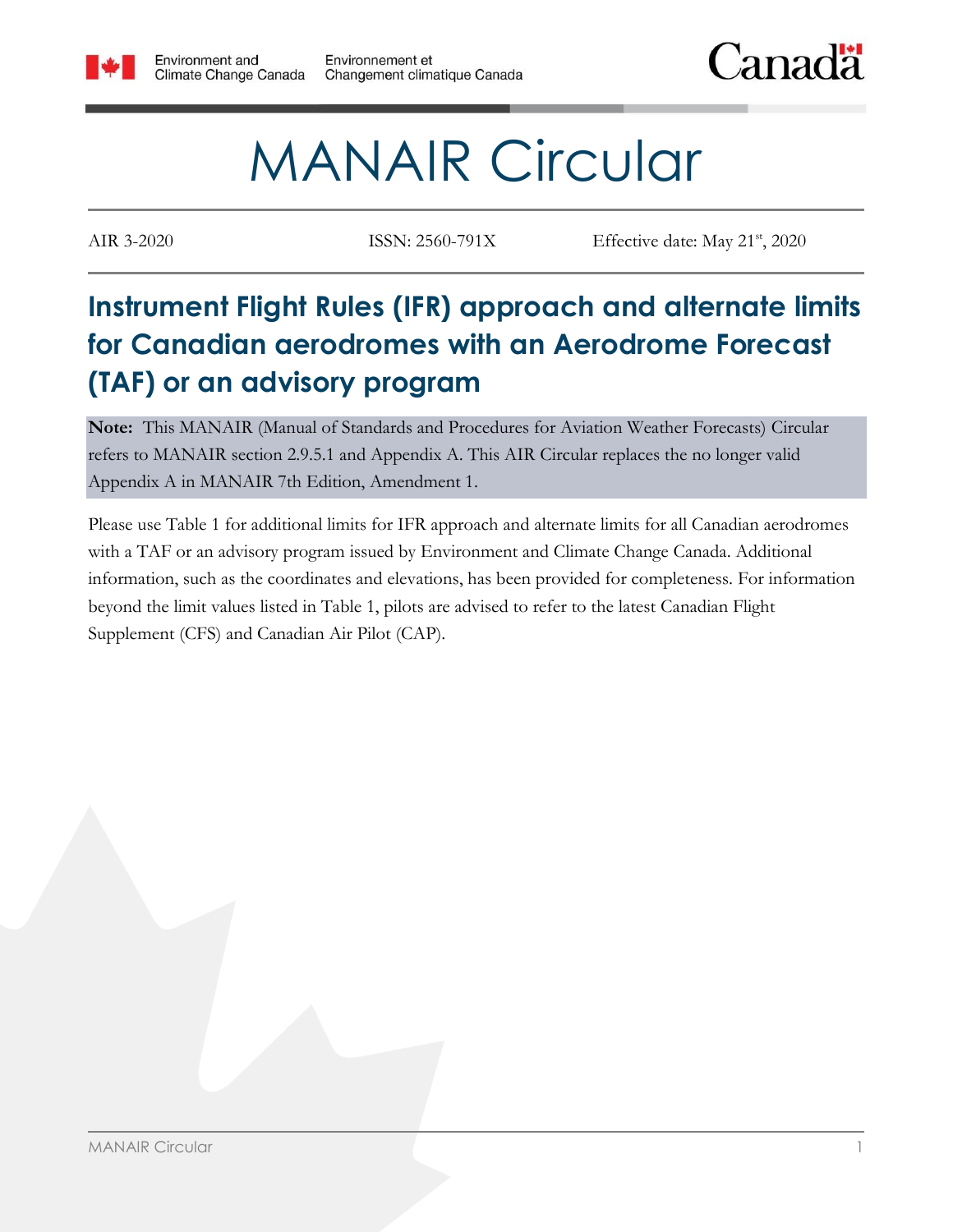Environment and Climate Change Canada | Environnement et Changement climatique Canada

# MANAIR Circular

AIR 3-2020 ISSN: 2560-791X Effective date: May 21st, 2020

## Instrument Flight Rules (IFR) approach and alternate limits for Canadian aerodromes with an Aerodrome Forecast (TAF) or an advisory program

**Note:** This MANAIR (Manual of Standards and Procedures for Aviation Weather Forecasts) Circular refers to MANAIR section 2.9.5.1 and Appendix A. This AIR Circular replaces the no longer valid Appendix A in MANAIR 7th Edition, Amendment 1.

Please use Table 1 for additional limits for IFR approach and alternate limits for all Canadian aerodromes with a TAF or an advisory program issued by Environment and Climate Change Canada. Additional information, such as the coordinates and elevations, has been provided for completeness. For information beyond the limit values listed in Table 1, pilots are advised to refer to the latest Canadian Flight Supplement (CFS) and Canadian Air Pilot (CAP).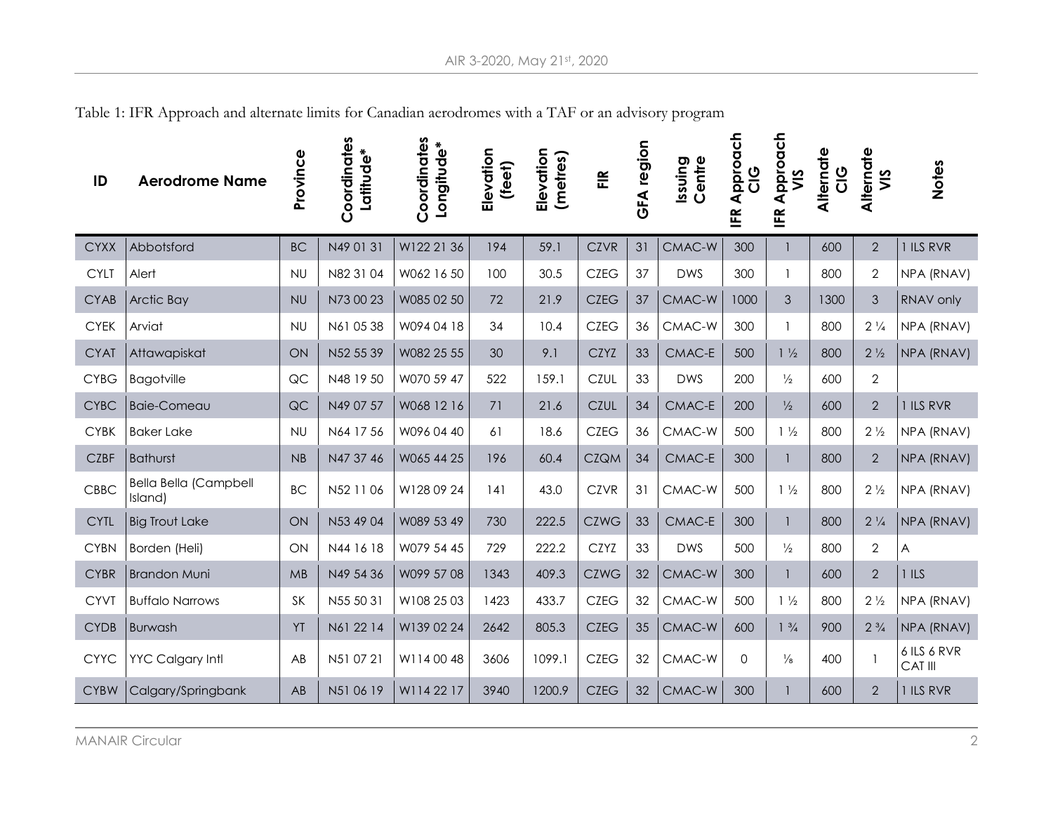Table 1: IFR Approach and alternate limits for Canadian aerodromes with a TAF or an advisory program

| ID | Aerodrome Name | Province | Coordinates Latitude* | Coordinates Longitude* | Elevation (feet) | Elevation (metres) | FIR | GFA region | Issuing Centre | IFR Approach CIG | IFR Approach VIS | Alternate CIG | Alternate VIS | Notes |
|---|---|---|---|---|---|---|---|---|---|---|---|---|---|---|
| CYXX | Abbotsford | BC | N49 01 31 | W122 21 36 | 194 | 59.1 | CZVR | 31 | CMAC-W | 300 | 1 | 600 | 2 | 1 ILS RVR |
| CYLT | Alert | NU | N82 31 04 | W062 16 50 | 100 | 30.5 | CZEG | 37 | DWS | 300 | 1 | 800 | 2 | NPA (RNAV) |
| CYAB | Arctic Bay | NU | N73 00 23 | W085 02 50 | 72 | 21.9 | CZEG | 37 | CMAC-W | 1000 | 3 | 1300 | 3 | RNAV only |
| CYEK | Arviat | NU | N61 05 38 | W094 04 18 | 34 | 10.4 | CZEG | 36 | CMAC-W | 300 | 1 | 800 | 2 ¼ | NPA (RNAV) |
| CYAT | Attawapiskat | ON | N52 55 39 | W082 25 55 | 30 | 9.1 | CZYZ | 33 | CMAC-E | 500 | 1 ½ | 800 | 2 ½ | NPA (RNAV) |
| CYBG | Bagotville | QC | N48 19 50 | W070 59 47 | 522 | 159.1 | CZUL | 33 | DWS | 200 | ½ | 600 | 2 | |
| CYBC | Baie-Comeau | QC | N49 07 57 | W068 12 16 | 71 | 21.6 | CZUL | 34 | CMAC-E | 200 | ½ | 600 | 2 | 1 ILS RVR |
| CYBK | Baker Lake | NU | N64 17 56 | W096 04 40 | 61 | 18.6 | CZEG | 36 | CMAC-W | 500 | 1 ½ | 800 | 2 ½ | NPA (RNAV) |
| CZBF | Bathurst | NB | N47 37 46 | W065 44 25 | 196 | 60.4 | CZQM | 34 | CMAC-E | 300 | 1 | 800 | 2 | NPA (RNAV) |
| CBBC | Bella Bella (Campbell Island) | BC | N52 11 06 | W128 09 24 | 141 | 43.0 | CZVR | 31 | CMAC-W | 500 | 1 ½ | 800 | 2 ½ | NPA (RNAV) |
| CYTL | Big Trout Lake | ON | N53 49 04 | W089 53 49 | 730 | 222.5 | CZWG | 33 | CMAC-E | 300 | 1 | 800 | 2 ¼ | NPA (RNAV) |
| CYBN | Borden (Heli) | ON | N44 16 18 | W079 54 45 | 729 | 222.2 | CZYZ | 33 | DWS | 500 | ½ | 800 | 2 | A |
| CYBR | Brandon Muni | MB | N49 54 36 | W099 57 08 | 1343 | 409.3 | CZWG | 32 | CMAC-W | 300 | 1 | 600 | 2 | 1 ILS |
| CYVT | Buffalo Narrows | SK | N55 50 31 | W108 25 03 | 1423 | 433.7 | CZEG | 32 | CMAC-W | 500 | 1 ½ | 800 | 2 ½ | NPA (RNAV) |
| CYDB | Burwash | YT | N61 22 14 | W139 02 24 | 2642 | 805.3 | CZEG | 35 | CMAC-W | 600 | 1 ¾ | 900 | 2 ¾ | NPA (RNAV) |
| CYYC | YYC Calgary Intl | AB | N51 07 21 | W114 00 48 | 3606 | 1099.1 | CZEG | 32 | CMAC-W | 0 | ⅛ | 400 | 1 | 6 ILS 6 RVR CAT III |
| CYBW | Calgary/Springbank | AB | N51 06 19 | W114 22 17 | 3940 | 1200.9 | CZEG | 32 | CMAC-W | 300 | 1 | 600 | 2 | 1 ILS RVR |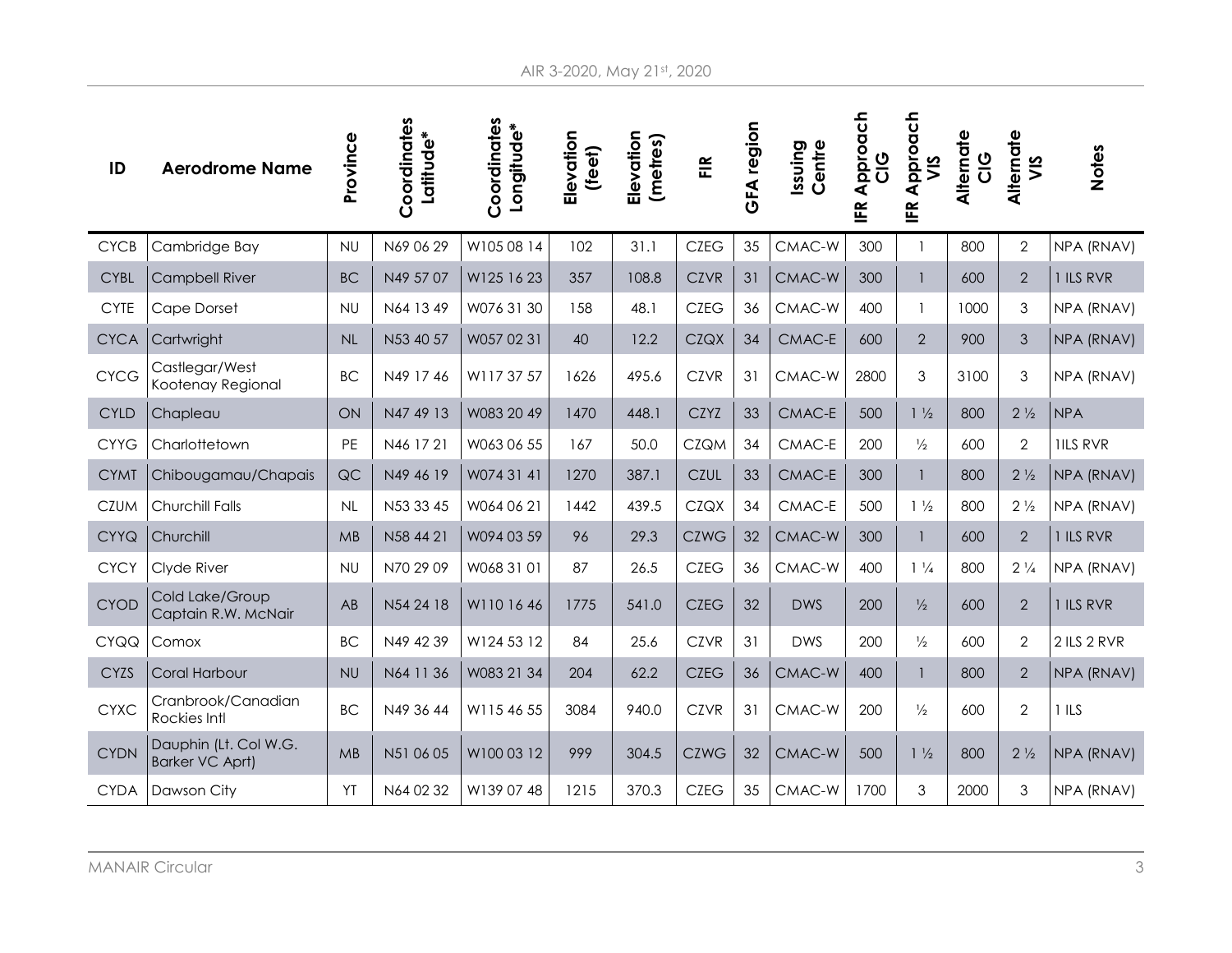| ID | Aerodrome Name | Province | Coordinates Latitude* | Coordinates Longitude* | Elevation (feet) | Elevation (metres) | FIR | GFA region | Issuing Centre | IFR Approach CIG | IFR Approach VIS | Alternate CIG | Alternate VIS | Notes |
|---|---|---|---|---|---|---|---|---|---|---|---|---|---|---|
| CYCB | Cambridge Bay | NU | N69 06 29 | W105 08 14 | 102 | 31.1 | CZEG | 35 | CMAC-W | 300 | 1 | 800 | 2 | NPA (RNAV) |
| CYBL | Campbell River | BC | N49 57 07 | W125 16 23 | 357 | 108.8 | CZVR | 31 | CMAC-W | 300 | 1 | 600 | 2 | 1 ILS RVR |
| CYTE | Cape Dorset | NU | N64 13 49 | W076 31 30 | 158 | 48.1 | CZEG | 36 | CMAC-W | 400 | 1 | 1000 | 3 | NPA (RNAV) |
| CYCA | Cartwright | NL | N53 40 57 | W057 02 31 | 40 | 12.2 | CZQX | 34 | CMAC-E | 600 | 2 | 900 | 3 | NPA (RNAV) |
| CYCG | Castlegar/West Kootenay Regional | BC | N49 17 46 | W117 37 57 | 1626 | 495.6 | CZVR | 31 | CMAC-W | 2800 | 3 | 3100 | 3 | NPA (RNAV) |
| CYLD | Chapleau | ON | N47 49 13 | W083 20 49 | 1470 | 448.1 | CZYZ | 33 | CMAC-E | 500 | 1 ½ | 800 | 2 ½ | NPA |
| CYYG | Charlottetown | PE | N46 17 21 | W063 06 55 | 167 | 50.0 | CZQM | 34 | CMAC-E | 200 | ½ | 600 | 2 | 1ILS RVR |
| CYMT | Chibougamau/Chapais | QC | N49 46 19 | W074 31 41 | 1270 | 387.1 | CZUL | 33 | CMAC-E | 300 | 1 | 800 | 2 ½ | NPA (RNAV) |
| CZUM | Churchill Falls | NL | N53 33 45 | W064 06 21 | 1442 | 439.5 | CZQX | 34 | CMAC-E | 500 | 1 ½ | 800 | 2 ½ | NPA (RNAV) |
| CYYQ | Churchill | MB | N58 44 21 | W094 03 59 | 96 | 29.3 | CZWG | 32 | CMAC-W | 300 | 1 | 600 | 2 | 1 ILS RVR |
| CYCY | Clyde River | NU | N70 29 09 | W068 31 01 | 87 | 26.5 | CZEG | 36 | CMAC-W | 400 | 1 ¼ | 800 | 2 ¼ | NPA (RNAV) |
| CYOD | Cold Lake/Group Captain R.W. McNair | AB | N54 24 18 | W110 16 46 | 1775 | 541.0 | CZEG | 32 | DWS | 200 | ½ | 600 | 2 | 1 ILS RVR |
| CYQQ | Comox | BC | N49 42 39 | W124 53 12 | 84 | 25.6 | CZVR | 31 | DWS | 200 | ½ | 600 | 2 | 2 ILS 2 RVR |
| CYZS | Coral Harbour | NU | N64 11 36 | W083 21 34 | 204 | 62.2 | CZEG | 36 | CMAC-W | 400 | 1 | 800 | 2 | NPA (RNAV) |
| CYXC | Cranbrook/Canadian Rockies Intl | BC | N49 36 44 | W115 46 55 | 3084 | 940.0 | CZVR | 31 | CMAC-W | 200 | ½ | 600 | 2 | 1 ILS |
| CYDN | Dauphin (Lt. Col W.G. Barker VC Aprt) | MB | N51 06 05 | W100 03 12 | 999 | 304.5 | CZWG | 32 | CMAC-W | 500 | 1 ½ | 800 | 2 ½ | NPA (RNAV) |
| CYDA | Dawson City | YT | N64 02 32 | W139 07 48 | 1215 | 370.3 | CZEG | 35 | CMAC-W | 1700 | 3 | 2000 | 3 | NPA (RNAV) |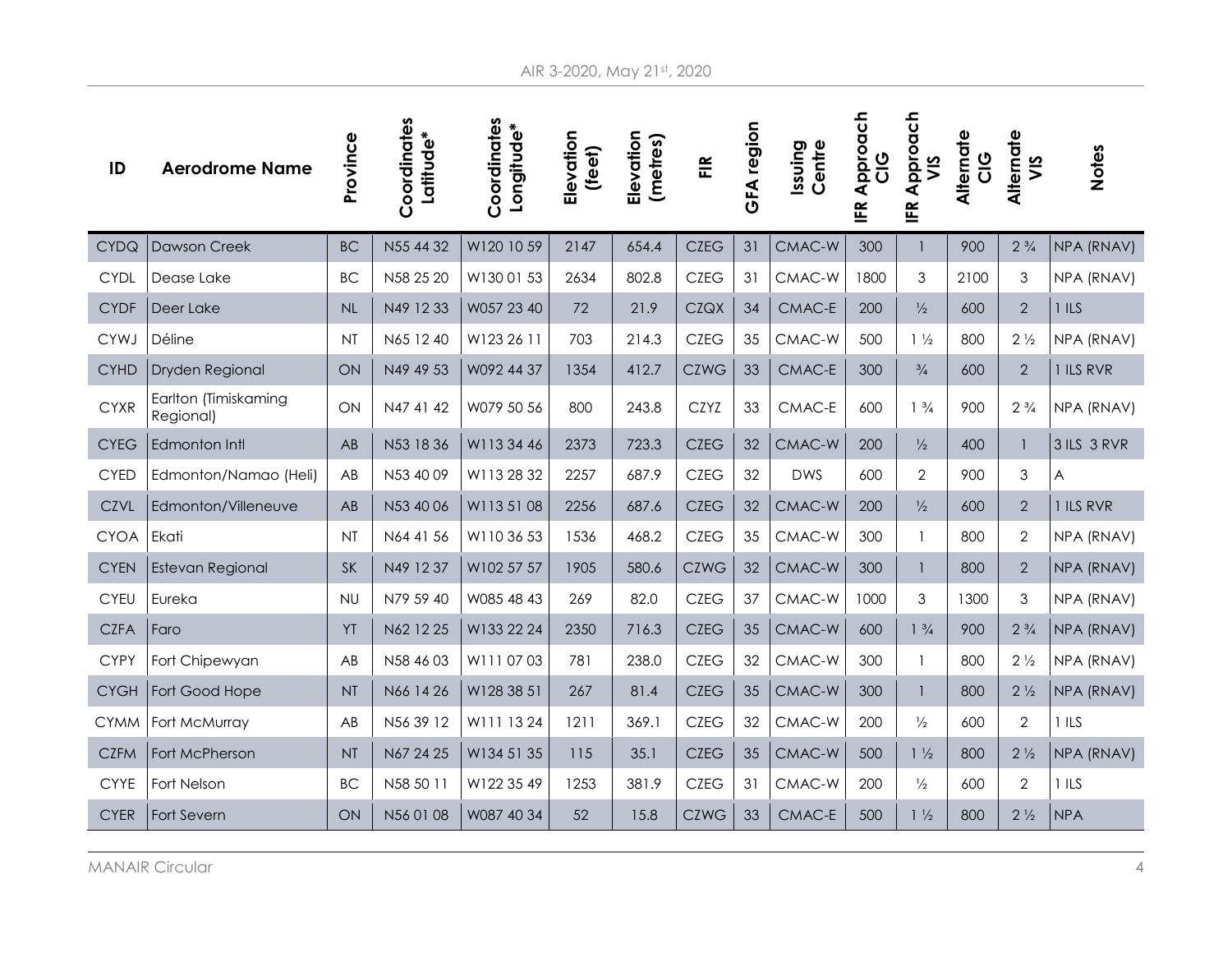| ID | Aerodrome Name | Province | Coordinates Latitude* | Coordinates Longitude* | Elevation (feet) | Elevation (metres) | FIR | GFA region | Issuing Centre | IFR Approach CIG | IFR Approach VIS | Alternate CIG | Alternate VIS | Notes |
|---|---|---|---|---|---|---|---|---|---|---|---|---|---|---|
| CYDQ | Dawson Creek | BC | N55 44 32 | W120 10 59 | 2147 | 654.4 | CZEG | 31 | CMAC-W | 300 | 1 | 900 | 2 ¾ | NPA (RNAV) |
| CYDL | Dease Lake | BC | N58 25 20 | W130 01 53 | 2634 | 802.8 | CZEG | 31 | CMAC-W | 1800 | 3 | 2100 | 3 | NPA (RNAV) |
| CYDF | Deer Lake | NL | N49 12 33 | W057 23 40 | 72 | 21.9 | CZQX | 34 | CMAC-E | 200 | ½ | 600 | 2 | 1 ILS |
| CYWJ | Déline | NT | N65 12 40 | W123 26 11 | 703 | 214.3 | CZEG | 35 | CMAC-W | 500 | 1 ½ | 800 | 2 ½ | NPA (RNAV) |
| CYHD | Dryden Regional | ON | N49 49 53 | W092 44 37 | 1354 | 412.7 | CZWG | 33 | CMAC-E | 300 | ¾ | 600 | 2 | 1 ILS RVR |
| CYXR | Earlton (Timiskaming Regional) | ON | N47 41 42 | W079 50 56 | 800 | 243.8 | CZYZ | 33 | CMAC-E | 600 | 1 ¾ | 900 | 2 ¾ | NPA (RNAV) |
| CYEG | Edmonton Intl | AB | N53 18 36 | W113 34 46 | 2373 | 723.3 | CZEG | 32 | CMAC-W | 200 | ½ | 400 | 1 | 3 ILS 3 RVR |
| CYED | Edmonton/Namao (Heli) | AB | N53 40 09 | W113 28 32 | 2257 | 687.9 | CZEG | 32 | DWS | 600 | 2 | 900 | 3 | A |
| CZVL | Edmonton/Villeneuve | AB | N53 40 06 | W113 51 08 | 2256 | 687.6 | CZEG | 32 | CMAC-W | 200 | ½ | 600 | 2 | 1 ILS RVR |
| CYOA | Ekati | NT | N64 41 56 | W110 36 53 | 1536 | 468.2 | CZEG | 35 | CMAC-W | 300 | 1 | 800 | 2 | NPA (RNAV) |
| CYEN | Estevan Regional | SK | N49 12 37 | W102 57 57 | 1905 | 580.6 | CZWG | 32 | CMAC-W | 300 | 1 | 800 | 2 | NPA (RNAV) |
| CYEU | Eureka | NU | N79 59 40 | W085 48 43 | 269 | 82.0 | CZEG | 37 | CMAC-W | 1000 | 3 | 1300 | 3 | NPA (RNAV) |
| CZFA | Faro | YT | N62 12 25 | W133 22 24 | 2350 | 716.3 | CZEG | 35 | CMAC-W | 600 | 1 ¾ | 900 | 2 ¾ | NPA (RNAV) |
| CYPY | Fort Chipewyan | AB | N58 46 03 | W111 07 03 | 781 | 238.0 | CZEG | 32 | CMAC-W | 300 | 1 | 800 | 2 ½ | NPA (RNAV) |
| CYGH | Fort Good Hope | NT | N66 14 26 | W128 38 51 | 267 | 81.4 | CZEG | 35 | CMAC-W | 300 | 1 | 800 | 2 ½ | NPA (RNAV) |
| CYMM | Fort McMurray | AB | N56 39 12 | W111 13 24 | 1211 | 369.1 | CZEG | 32 | CMAC-W | 200 | ½ | 600 | 2 | 1 ILS |
| CZFM | Fort McPherson | NT | N67 24 25 | W134 51 35 | 115 | 35.1 | CZEG | 35 | CMAC-W | 500 | 1 ½ | 800 | 2 ½ | NPA (RNAV) |
| CYYE | Fort Nelson | BC | N58 50 11 | W122 35 49 | 1253 | 381.9 | CZEG | 31 | CMAC-W | 200 | ½ | 600 | 2 | 1 ILS |
| CYER | Fort Severn | ON | N56 01 08 | W087 40 34 | 52 | 15.8 | CZWG | 33 | CMAC-E | 500 | 1 ½ | 800 | 2 ½ | NPA |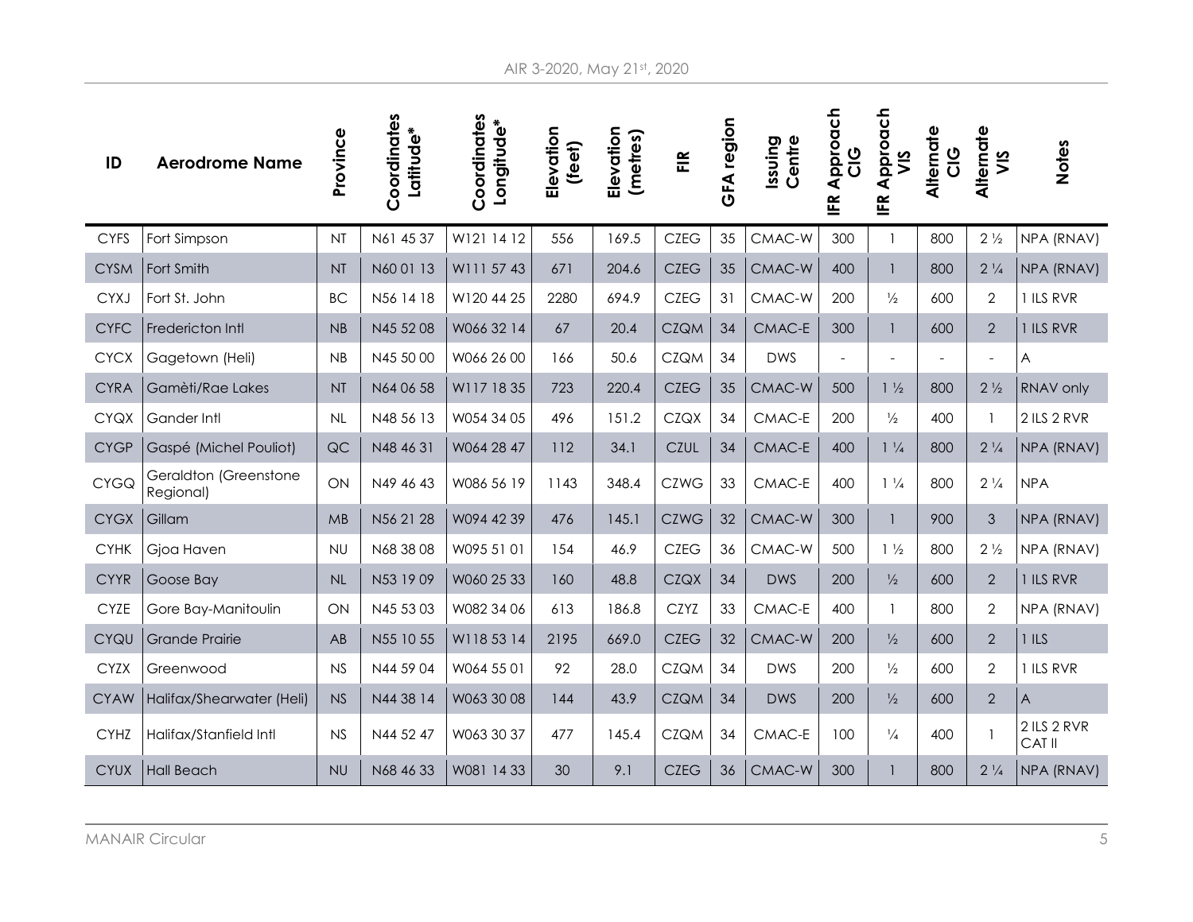| ID | Aerodrome Name | Province | Coordinates Latitude* | Coordinates Longitude* | Elevation (feet) | Elevation (metres) | FIR | GFA region | Issuing Centre | IFR Approach CIG | IFR Approach VIS | Alternate CIG | Alternate VIS | Notes |
|---|---|---|---|---|---|---|---|---|---|---|---|---|---|---|
| CYFS | Fort Simpson | NT | N61 45 37 | W121 14 12 | 556 | 169.5 | CZEG | 35 | CMAC-W | 300 | 1 | 800 | 2 ½ | NPA (RNAV) |
| CYSM | Fort Smith | NT | N60 01 13 | W111 57 43 | 671 | 204.6 | CZEG | 35 | CMAC-W | 400 | 1 | 800 | 2 ¼ | NPA (RNAV) |
| CYXJ | Fort St. John | BC | N56 14 18 | W120 44 25 | 2280 | 694.9 | CZEG | 31 | CMAC-W | 200 | ½ | 600 | 2 | 1 ILS RVR |
| CYFC | Fredericton Intl | NB | N45 52 08 | W066 32 14 | 67 | 20.4 | CZQM | 34 | CMAC-E | 300 | 1 | 600 | 2 | 1 ILS RVR |
| CYCX | Gagetown (Heli) | NB | N45 50 00 | W066 26 00 | 166 | 50.6 | CZQM | 34 | DWS | - | - | - | - | A |
| CYRA | Gamètì/Rae Lakes | NT | N64 06 58 | W117 18 35 | 723 | 220.4 | CZEG | 35 | CMAC-W | 500 | 1 ½ | 800 | 2 ½ | RNAV only |
| CYQX | Gander Intl | NL | N48 56 13 | W054 34 05 | 496 | 151.2 | CZQX | 34 | CMAC-E | 200 | ½ | 400 | 1 | 2 ILS 2 RVR |
| CYGP | Gaspé (Michel Pouliot) | QC | N48 46 31 | W064 28 47 | 112 | 34.1 | CZUL | 34 | CMAC-E | 400 | 1 ¼ | 800 | 2 ¼ | NPA (RNAV) |
| CYGQ | Geraldton (Greenstone Regional) | ON | N49 46 43 | W086 56 19 | 1143 | 348.4 | CZWG | 33 | CMAC-E | 400 | 1 ¼ | 800 | 2 ¼ | NPA |
| CYGX | Gillam | MB | N56 21 28 | W094 42 39 | 476 | 145.1 | CZWG | 32 | CMAC-W | 300 | 1 | 900 | 3 | NPA (RNAV) |
| CYHK | Gjoa Haven | NU | N68 38 08 | W095 51 01 | 154 | 46.9 | CZEG | 36 | CMAC-W | 500 | 1 ½ | 800 | 2 ½ | NPA (RNAV) |
| CYYR | Goose Bay | NL | N53 19 09 | W060 25 33 | 160 | 48.8 | CZQX | 34 | DWS | 200 | ½ | 600 | 2 | 1 ILS RVR |
| CYZE | Gore Bay-Manitoulin | ON | N45 53 03 | W082 34 06 | 613 | 186.8 | CZYZ | 33 | CMAC-E | 400 | 1 | 800 | 2 | NPA (RNAV) |
| CYQU | Grande Prairie | AB | N55 10 55 | W118 53 14 | 2195 | 669.0 | CZEG | 32 | CMAC-W | 200 | ½ | 600 | 2 | 1 ILS |
| CYZX | Greenwood | NS | N44 59 04 | W064 55 01 | 92 | 28.0 | CZQM | 34 | DWS | 200 | ½ | 600 | 2 | 1 ILS RVR |
| CYAW | Halifax/Shearwater (Heli) | NS | N44 38 14 | W063 30 08 | 144 | 43.9 | CZQM | 34 | DWS | 200 | ½ | 600 | 2 | A |
| CYHZ | Halifax/Stanfield Intl | NS | N44 52 47 | W063 30 37 | 477 | 145.4 | CZQM | 34 | CMAC-E | 100 | ¼ | 400 | 1 | 2 ILS 2 RVR CAT II |
| CYUX | Hall Beach | NU | N68 46 33 | W081 14 33 | 30 | 9.1 | CZEG | 36 | CMAC-W | 300 | 1 | 800 | 2 ¼ | NPA (RNAV) |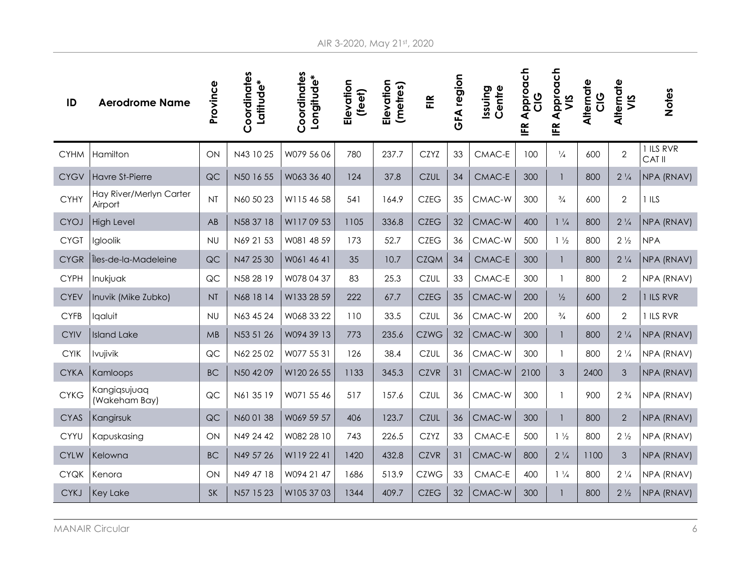| ID | Aerodrome Name | Province | Coordinates Latitude* | Coordinates Longitude* | Elevation (feet) | Elevation (metres) | FIR | GFA region | Issuing Centre | IFR Approach CIG | IFR Approach VIS | Alternate CIG | Alternate VIS | Notes |
|---|---|---|---|---|---|---|---|---|---|---|---|---|---|---|
| CYHM | Hamilton | ON | N43 10 25 | W079 56 06 | 780 | 237.7 | CZYZ | 33 | CMAC-E | 100 | ¼ | 600 | 2 | 1 ILS RVR CAT II |
| CYGV | Havre St-Pierre | QC | N50 16 55 | W063 36 40 | 124 | 37.8 | CZUL | 34 | CMAC-E | 300 | 1 | 800 | 2 ¼ | NPA (RNAV) |
| CYHY | Hay River/Merlyn Carter Airport | NT | N60 50 23 | W115 46 58 | 541 | 164.9 | CZEG | 35 | CMAC-W | 300 | ¾ | 600 | 2 | 1 ILS |
| CYOJ | High Level | AB | N58 37 18 | W117 09 53 | 1105 | 336.8 | CZEG | 32 | CMAC-W | 400 | 1 ¼ | 800 | 2 ¼ | NPA (RNAV) |
| CYGT | Igloolik | NU | N69 21 53 | W081 48 59 | 173 | 52.7 | CZEG | 36 | CMAC-W | 500 | 1 ½ | 800 | 2 ½ | NPA |
| CYGR | Îles-de-la-Madeleine | QC | N47 25 30 | W061 46 41 | 35 | 10.7 | CZQM | 34 | CMAC-E | 300 | 1 | 800 | 2 ¼ | NPA (RNAV) |
| CYPH | Inukjuak | QC | N58 28 19 | W078 04 37 | 83 | 25.3 | CZUL | 33 | CMAC-E | 300 | 1 | 800 | 2 | NPA (RNAV) |
| CYEV | Inuvik (Mike Zubko) | NT | N68 18 14 | W133 28 59 | 222 | 67.7 | CZEG | 35 | CMAC-W | 200 | ½ | 600 | 2 | 1 ILS RVR |
| CYFB | Iqaluit | NU | N63 45 24 | W068 33 22 | 110 | 33.5 | CZUL | 36 | CMAC-W | 200 | ¾ | 600 | 2 | 1 ILS RVR |
| CYIV | Island Lake | MB | N53 51 26 | W094 39 13 | 773 | 235.6 | CZWG | 32 | CMAC-W | 300 | 1 | 800 | 2 ¼ | NPA (RNAV) |
| CYIK | Ivujivik | QC | N62 25 02 | W077 55 31 | 126 | 38.4 | CZUL | 36 | CMAC-W | 300 | 1 | 800 | 2 ¼ | NPA (RNAV) |
| CYKA | Kamloops | BC | N50 42 09 | W120 26 55 | 1133 | 345.3 | CZVR | 31 | CMAC-W | 2100 | 3 | 2400 | 3 | NPA (RNAV) |
| CYKG | Kangiqsujuaq (Wakeham Bay) | QC | N61 35 19 | W071 55 46 | 517 | 157.6 | CZUL | 36 | CMAC-W | 300 | 1 | 900 | 2 ¾ | NPA (RNAV) |
| CYAS | Kangirsuk | QC | N60 01 38 | W069 59 57 | 406 | 123.7 | CZUL | 36 | CMAC-W | 300 | 1 | 800 | 2 | NPA (RNAV) |
| CYYU | Kapuskasing | ON | N49 24 42 | W082 28 10 | 743 | 226.5 | CZYZ | 33 | CMAC-E | 500 | 1 ½ | 800 | 2 ½ | NPA (RNAV) |
| CYLW | Kelowna | BC | N49 57 26 | W119 22 41 | 1420 | 432.8 | CZVR | 31 | CMAC-W | 800 | 2 ¼ | 1100 | 3 | NPA (RNAV) |
| CYQK | Kenora | ON | N49 47 18 | W094 21 47 | 1686 | 513.9 | CZWG | 33 | CMAC-E | 400 | 1 ¼ | 800 | 2 ¼ | NPA (RNAV) |
| CYKJ | Key Lake | SK | N57 15 23 | W105 37 03 | 1344 | 409.7 | CZEG | 32 | CMAC-W | 300 | 1 | 800 | 2 ½ | NPA (RNAV) |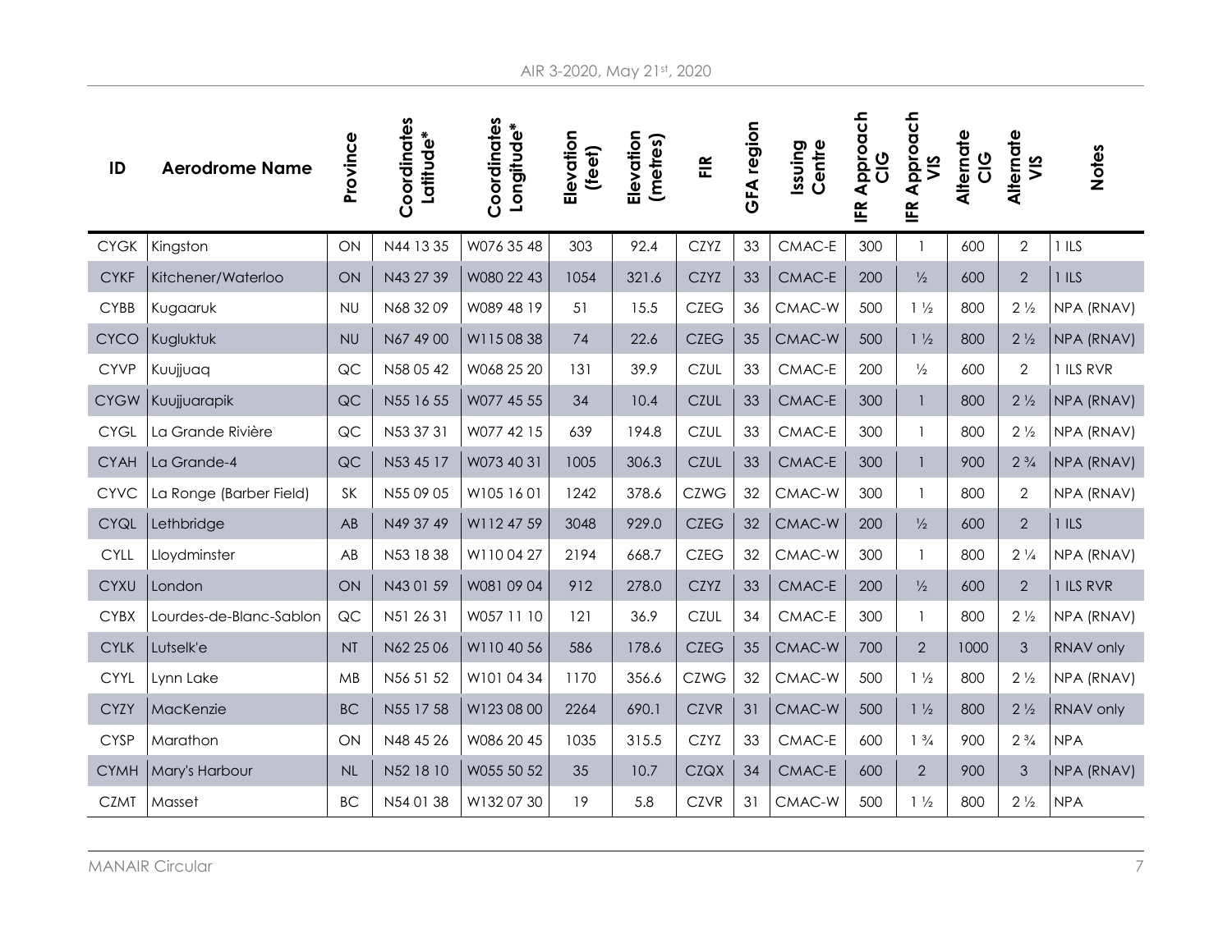| ID | Aerodrome Name | Province | Coordinates Latitude* | Coordinates Longitude* | Elevation (feet) | Elevation (metres) | FIR | GFA region | Issuing Centre | IFR Approach CIG | IFR Approach VIS | Alternate CIG | Alternate VIS | Notes |
|---|---|---|---|---|---|---|---|---|---|---|---|---|---|---|
| CYGK | Kingston | ON | N44 13 35 | W076 35 48 | 303 | 92.4 | CZYZ | 33 | CMAC-E | 300 | 1 | 600 | 2 | 1 ILS |
| CYKF | Kitchener/Waterloo | ON | N43 27 39 | W080 22 43 | 1054 | 321.6 | CZYZ | 33 | CMAC-E | 200 | ½ | 600 | 2 | 1 ILS |
| CYBB | Kugaaruk | NU | N68 32 09 | W089 48 19 | 51 | 15.5 | CZEG | 36 | CMAC-W | 500 | 1 ½ | 800 | 2 ½ | NPA (RNAV) |
| CYCO | Kugluktuk | NU | N67 49 00 | W115 08 38 | 74 | 22.6 | CZEG | 35 | CMAC-W | 500 | 1 ½ | 800 | 2 ½ | NPA (RNAV) |
| CYVP | Kuujjuaq | QC | N58 05 42 | W068 25 20 | 131 | 39.9 | CZUL | 33 | CMAC-E | 200 | ½ | 600 | 2 | 1 ILS RVR |
| CYGW | Kuujjuarapik | QC | N55 16 55 | W077 45 55 | 34 | 10.4 | CZUL | 33 | CMAC-E | 300 | 1 | 800 | 2 ½ | NPA (RNAV) |
| CYGL | La Grande Rivière | QC | N53 37 31 | W077 42 15 | 639 | 194.8 | CZUL | 33 | CMAC-E | 300 | 1 | 800 | 2 ½ | NPA (RNAV) |
| CYAH | La Grande-4 | QC | N53 45 17 | W073 40 31 | 1005 | 306.3 | CZUL | 33 | CMAC-E | 300 | 1 | 900 | 2 ¾ | NPA (RNAV) |
| CYVC | La Ronge (Barber Field) | SK | N55 09 05 | W105 16 01 | 1242 | 378.6 | CZWG | 32 | CMAC-W | 300 | 1 | 800 | 2 | NPA (RNAV) |
| CYQL | Lethbridge | AB | N49 37 49 | W112 47 59 | 3048 | 929.0 | CZEG | 32 | CMAC-W | 200 | ½ | 600 | 2 | 1 ILS |
| CYLL | Lloydminster | AB | N53 18 38 | W110 04 27 | 2194 | 668.7 | CZEG | 32 | CMAC-W | 300 | 1 | 800 | 2 ¼ | NPA (RNAV) |
| CYXU | London | ON | N43 01 59 | W081 09 04 | 912 | 278.0 | CZYZ | 33 | CMAC-E | 200 | ½ | 600 | 2 | 1 ILS RVR |
| CYBX | Lourdes-de-Blanc-Sablon | QC | N51 26 31 | W057 11 10 | 121 | 36.9 | CZUL | 34 | CMAC-E | 300 | 1 | 800 | 2 ½ | NPA (RNAV) |
| CYLK | Lutselk'e | NT | N62 25 06 | W110 40 56 | 586 | 178.6 | CZEG | 35 | CMAC-W | 700 | 2 | 1000 | 3 | RNAV only |
| CYYL | Lynn Lake | MB | N56 51 52 | W101 04 34 | 1170 | 356.6 | CZWG | 32 | CMAC-W | 500 | 1 ½ | 800 | 2 ½ | NPA (RNAV) |
| CYZY | MacKenzie | BC | N55 17 58 | W123 08 00 | 2264 | 690.1 | CZVR | 31 | CMAC-W | 500 | 1 ½ | 800 | 2 ½ | RNAV only |
| CYSP | Marathon | ON | N48 45 26 | W086 20 45 | 1035 | 315.5 | CZYZ | 33 | CMAC-E | 600 | 1 ¾ | 900 | 2 ¾ | NPA |
| CYMH | Mary's Harbour | NL | N52 18 10 | W055 50 52 | 35 | 10.7 | CZQX | 34 | CMAC-E | 600 | 2 | 900 | 3 | NPA (RNAV) |
| CZMT | Masset | BC | N54 01 38 | W132 07 30 | 19 | 5.8 | CZVR | 31 | CMAC-W | 500 | 1 ½ | 800 | 2 ½ | NPA |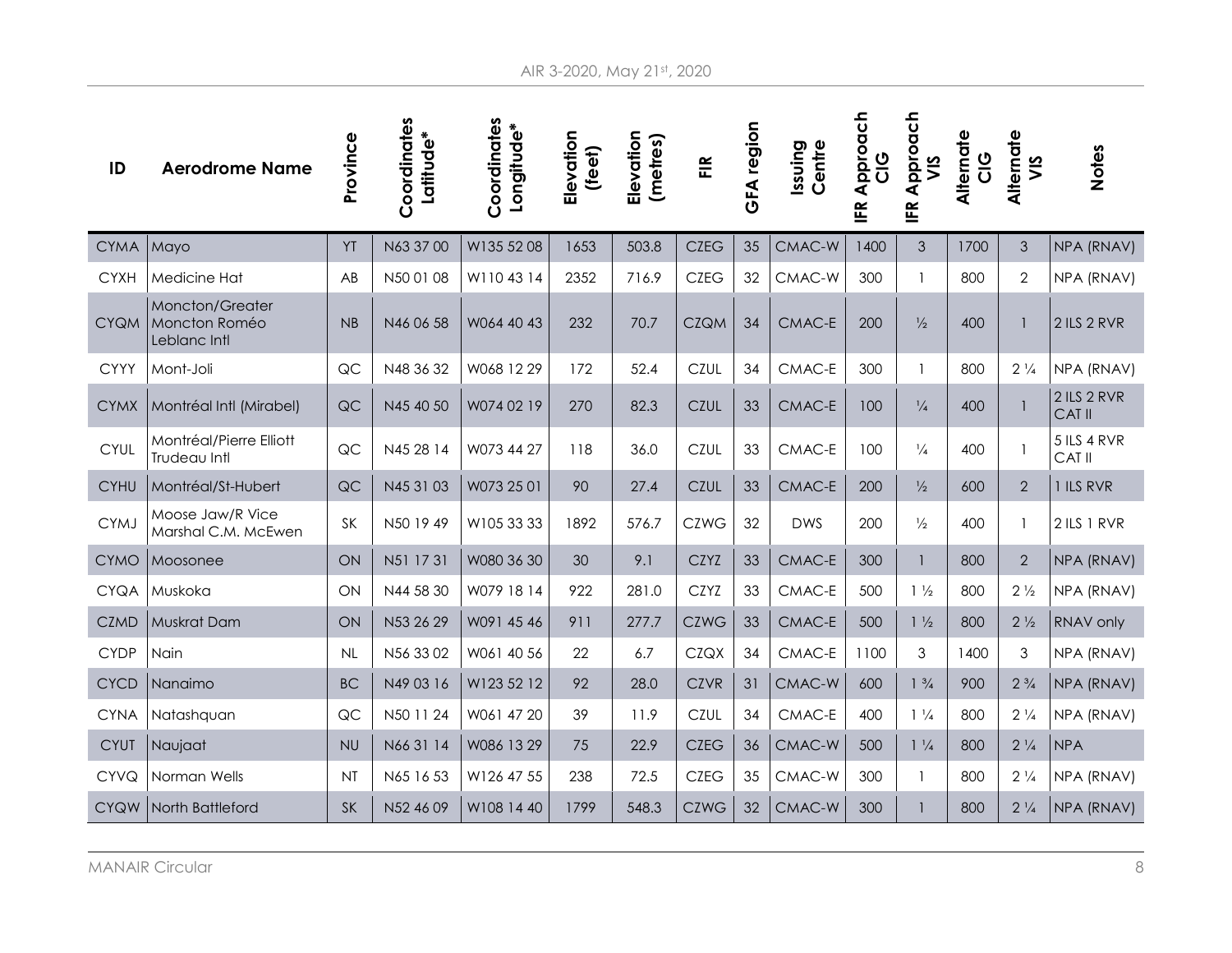| ID | Aerodrome Name | Province | Coordinates Latitude* | Coordinates Longitude* | Elevation (feet) | Elevation (metres) | FIR | GFA region | Issuing Centre | IFR Approach CIG | IFR Approach VIS | Alternate CIG | Alternate VIS | Notes |
|---|---|---|---|---|---|---|---|---|---|---|---|---|---|---|
| CYMA | Mayo | YT | N63 37 00 | W135 52 08 | 1653 | 503.8 | CZEG | 35 | CMAC-W | 1400 | 3 | 1700 | 3 | NPA (RNAV) |
| CYXH | Medicine Hat | AB | N50 01 08 | W110 43 14 | 2352 | 716.9 | CZEG | 32 | CMAC-W | 300 | 1 | 800 | 2 | NPA (RNAV) |
| CYQM | Moncton/Greater Moncton Roméo Leblanc Intl | NB | N46 06 58 | W064 40 43 | 232 | 70.7 | CZQM | 34 | CMAC-E | 200 | ½ | 400 | 1 | 2 ILS 2 RVR |
| CYYY | Mont-Joli | QC | N48 36 32 | W068 12 29 | 172 | 52.4 | CZUL | 34 | CMAC-E | 300 | 1 | 800 | 2 ¼ | NPA (RNAV) |
| CYMX | Montréal Intl (Mirabel) | QC | N45 40 50 | W074 02 19 | 270 | 82.3 | CZUL | 33 | CMAC-E | 100 | ¼ | 400 | 1 | 2 ILS 2 RVR CAT II |
| CYUL | Montréal/Pierre Elliott Trudeau Intl | QC | N45 28 14 | W073 44 27 | 118 | 36.0 | CZUL | 33 | CMAC-E | 100 | ¼ | 400 | 1 | 5 ILS 4 RVR CAT II |
| CYHU | Montréal/St-Hubert | QC | N45 31 03 | W073 25 01 | 90 | 27.4 | CZUL | 33 | CMAC-E | 200 | ½ | 600 | 2 | 1 ILS RVR |
| CYMJ | Moose Jaw/R Vice Marshal C.M. McEwen | SK | N50 19 49 | W105 33 33 | 1892 | 576.7 | CZWG | 32 | DWS | 200 | ½ | 400 | 1 | 2 ILS 1 RVR |
| CYMO | Moosonee | ON | N51 17 31 | W080 36 30 | 30 | 9.1 | CZYZ | 33 | CMAC-E | 300 | 1 | 800 | 2 | NPA (RNAV) |
| CYQA | Muskoka | ON | N44 58 30 | W079 18 14 | 922 | 281.0 | CZYZ | 33 | CMAC-E | 500 | 1 ½ | 800 | 2 ½ | NPA (RNAV) |
| CZMD | Muskrat Dam | ON | N53 26 29 | W091 45 46 | 911 | 277.7 | CZWG | 33 | CMAC-E | 500 | 1 ½ | 800 | 2 ½ | RNAV only |
| CYDP | Nain | NL | N56 33 02 | W061 40 56 | 22 | 6.7 | CZQX | 34 | CMAC-E | 1100 | 3 | 1400 | 3 | NPA (RNAV) |
| CYCD | Nanaimo | BC | N49 03 16 | W123 52 12 | 92 | 28.0 | CZVR | 31 | CMAC-W | 600 | 1 ¾ | 900 | 2 ¾ | NPA (RNAV) |
| CYNA | Natashquan | QC | N50 11 24 | W061 47 20 | 39 | 11.9 | CZUL | 34 | CMAC-E | 400 | 1 ¼ | 800 | 2 ¼ | NPA (RNAV) |
| CYUT | Naujaat | NU | N66 31 14 | W086 13 29 | 75 | 22.9 | CZEG | 36 | CMAC-W | 500 | 1 ¼ | 800 | 2 ¼ | NPA |
| CYVQ | Norman Wells | NT | N65 16 53 | W126 47 55 | 238 | 72.5 | CZEG | 35 | CMAC-W | 300 | 1 | 800 | 2 ¼ | NPA (RNAV) |
| CYQW | North Battleford | SK | N52 46 09 | W108 14 40 | 1799 | 548.3 | CZWG | 32 | CMAC-W | 300 | 1 | 800 | 2 ¼ | NPA (RNAV) |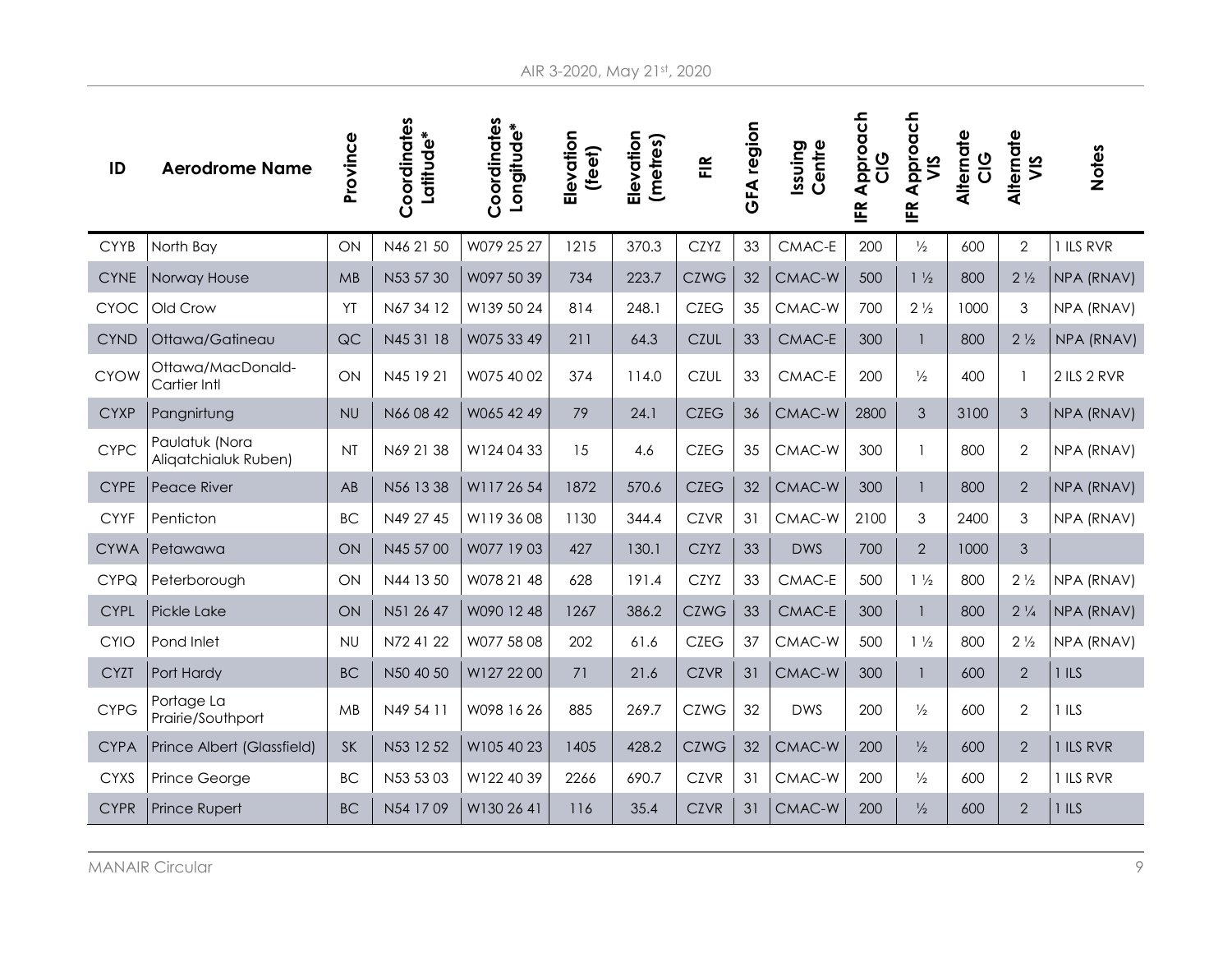| ID | Aerodrome Name | Province | Coordinates Latitude* | Coordinates Longitude* | Elevation (feet) | Elevation (metres) | FIR | GFA region | Issuing Centre | IFR Approach CIG | IFR Approach VIS | Alternate CIG | Alternate VIS | Notes |
|---|---|---|---|---|---|---|---|---|---|---|---|---|---|---|
| CYYB | North Bay | ON | N46 21 50 | W079 25 27 | 1215 | 370.3 | CZYZ | 33 | CMAC-E | 200 | ½ | 600 | 2 | 1 ILS RVR |
| CYNE | Norway House | MB | N53 57 30 | W097 50 39 | 734 | 223.7 | CZWG | 32 | CMAC-W | 500 | 1 ½ | 800 | 2 ½ | NPA (RNAV) |
| CYOC | Old Crow | YT | N67 34 12 | W139 50 24 | 814 | 248.1 | CZEG | 35 | CMAC-W | 700 | 2 ½ | 1000 | 3 | NPA (RNAV) |
| CYND | Ottawa/Gatineau | QC | N45 31 18 | W075 33 49 | 211 | 64.3 | CZUL | 33 | CMAC-E | 300 | 1 | 800 | 2 ½ | NPA (RNAV) |
| CYOW | Ottawa/MacDonald-Cartier Intl | ON | N45 19 21 | W075 40 02 | 374 | 114.0 | CZUL | 33 | CMAC-E | 200 | ½ | 400 | 1 | 2 ILS 2 RVR |
| CYXP | Pangnirtung | NU | N66 08 42 | W065 42 49 | 79 | 24.1 | CZEG | 36 | CMAC-W | 2800 | 3 | 3100 | 3 | NPA (RNAV) |
| CYPC | Paulatuk (Nora Aliqatchialuk Ruben) | NT | N69 21 38 | W124 04 33 | 15 | 4.6 | CZEG | 35 | CMAC-W | 300 | 1 | 800 | 2 | NPA (RNAV) |
| CYPE | Peace River | AB | N56 13 38 | W117 26 54 | 1872 | 570.6 | CZEG | 32 | CMAC-W | 300 | 1 | 800 | 2 | NPA (RNAV) |
| CYYF | Penticton | BC | N49 27 45 | W119 36 08 | 1130 | 344.4 | CZVR | 31 | CMAC-W | 2100 | 3 | 2400 | 3 | NPA (RNAV) |
| CYWA | Petawawa | ON | N45 57 00 | W077 19 03 | 427 | 130.1 | CZYZ | 33 | DWS | 700 | 2 | 1000 | 3 | |
| CYPQ | Peterborough | ON | N44 13 50 | W078 21 48 | 628 | 191.4 | CZYZ | 33 | CMAC-E | 500 | 1 ½ | 800 | 2 ½ | NPA (RNAV) |
| CYPL | Pickle Lake | ON | N51 26 47 | W090 12 48 | 1267 | 386.2 | CZWG | 33 | CMAC-E | 300 | 1 | 800 | 2 ¼ | NPA (RNAV) |
| CYIO | Pond Inlet | NU | N72 41 22 | W077 58 08 | 202 | 61.6 | CZEG | 37 | CMAC-W | 500 | 1 ½ | 800 | 2 ½ | NPA (RNAV) |
| CYZT | Port Hardy | BC | N50 40 50 | W127 22 00 | 71 | 21.6 | CZVR | 31 | CMAC-W | 300 | 1 | 600 | 2 | 1 ILS |
| CYPG | Portage La Prairie/Southport | MB | N49 54 11 | W098 16 26 | 885 | 269.7 | CZWG | 32 | DWS | 200 | ½ | 600 | 2 | 1 ILS |
| CYPA | Prince Albert (Glassfield) | SK | N53 12 52 | W105 40 23 | 1405 | 428.2 | CZWG | 32 | CMAC-W | 200 | ½ | 600 | 2 | 1 ILS RVR |
| CYXS | Prince George | BC | N53 53 03 | W122 40 39 | 2266 | 690.7 | CZVR | 31 | CMAC-W | 200 | ½ | 600 | 2 | 1 ILS RVR |
| CYPR | Prince Rupert | BC | N54 17 09 | W130 26 41 | 116 | 35.4 | CZVR | 31 | CMAC-W | 200 | ½ | 600 | 2 | 1 ILS |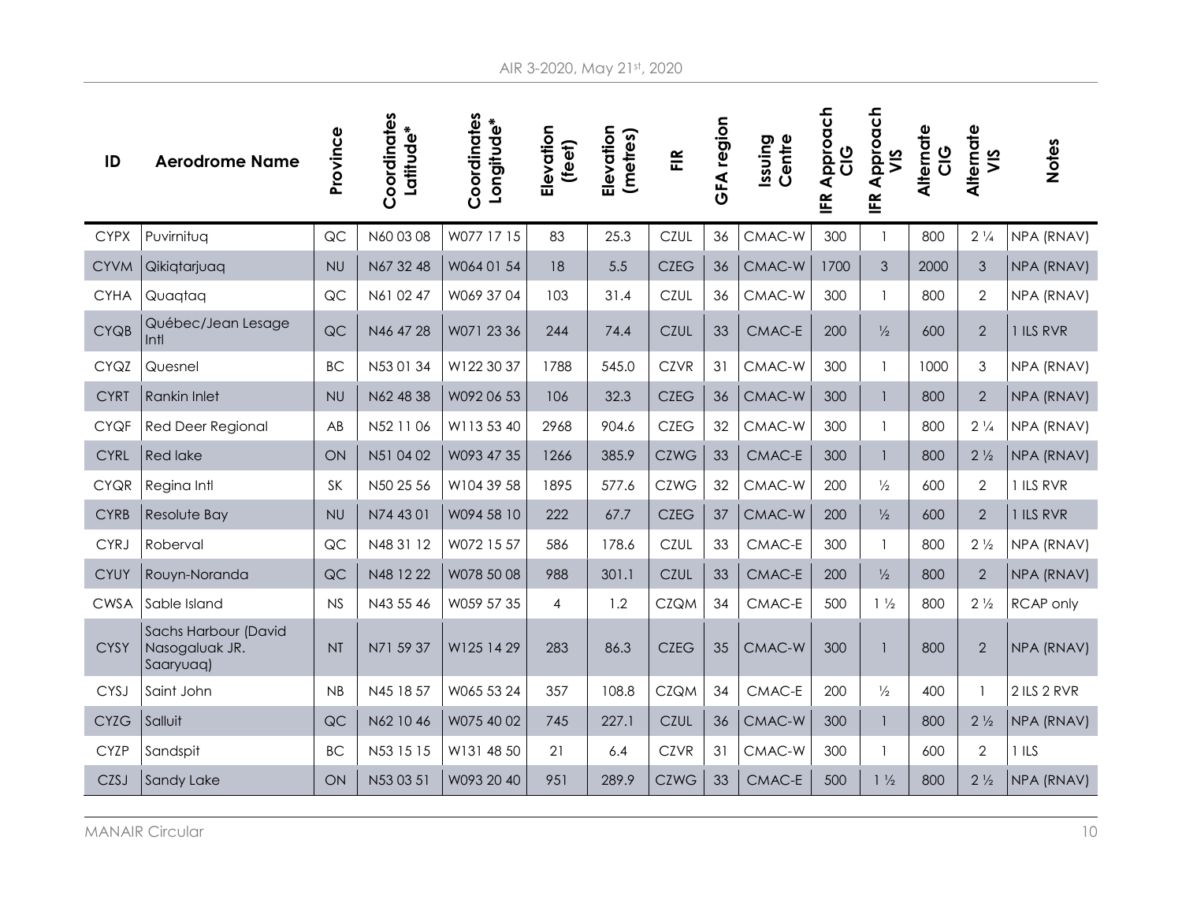| ID | Aerodrome Name | Province | Coordinates Latitude* | Coordinates Longitude* | Elevation (feet) | Elevation (metres) | FIR | GFA region | Issuing Centre | IFR Approach CIG | IFR Approach VIS | Alternate CIG | Alternate VIS | Notes |
|---|---|---|---|---|---|---|---|---|---|---|---|---|---|---|
| CYPX | Puvirnituq | QC | N60 03 08 | W077 17 15 | 83 | 25.3 | CZUL | 36 | CMAC-W | 300 | 1 | 800 | 2 ¼ | NPA (RNAV) |
| CYVM | Qikiqtarjuaq | NU | N67 32 48 | W064 01 54 | 18 | 5.5 | CZEG | 36 | CMAC-W | 1700 | 3 | 2000 | 3 | NPA (RNAV) |
| CYHA | Quaqtaq | QC | N61 02 47 | W069 37 04 | 103 | 31.4 | CZUL | 36 | CMAC-W | 300 | 1 | 800 | 2 | NPA (RNAV) |
| CYQB | Québec/Jean Lesage Intl | QC | N46 47 28 | W071 23 36 | 244 | 74.4 | CZUL | 33 | CMAC-E | 200 | ½ | 600 | 2 | 1 ILS RVR |
| CYQZ | Quesnel | BC | N53 01 34 | W122 30 37 | 1788 | 545.0 | CZVR | 31 | CMAC-W | 300 | 1 | 1000 | 3 | NPA (RNAV) |
| CYRT | Rankin Inlet | NU | N62 48 38 | W092 06 53 | 106 | 32.3 | CZEG | 36 | CMAC-W | 300 | 1 | 800 | 2 | NPA (RNAV) |
| CYQF | Red Deer Regional | AB | N52 11 06 | W113 53 40 | 2968 | 904.6 | CZEG | 32 | CMAC-W | 300 | 1 | 800 | 2 ¼ | NPA (RNAV) |
| CYRL | Red lake | ON | N51 04 02 | W093 47 35 | 1266 | 385.9 | CZWG | 33 | CMAC-E | 300 | 1 | 800 | 2 ½ | NPA (RNAV) |
| CYQR | Regina Intl | SK | N50 25 56 | W104 39 58 | 1895 | 577.6 | CZWG | 32 | CMAC-W | 200 | ½ | 600 | 2 | 1 ILS RVR |
| CYRB | Resolute Bay | NU | N74 43 01 | W094 58 10 | 222 | 67.7 | CZEG | 37 | CMAC-W | 200 | ½ | 600 | 2 | 1 ILS RVR |
| CYRJ | Roberval | QC | N48 31 12 | W072 15 57 | 586 | 178.6 | CZUL | 33 | CMAC-E | 300 | 1 | 800 | 2 ½ | NPA (RNAV) |
| CYUY | Rouyn-Noranda | QC | N48 12 22 | W078 50 08 | 988 | 301.1 | CZUL | 33 | CMAC-E | 200 | ½ | 800 | 2 | NPA (RNAV) |
| CWSA | Sable Island | NS | N43 55 46 | W059 57 35 | 4 | 1.2 | CZQM | 34 | CMAC-E | 500 | 1 ½ | 800 | 2 ½ | RCAP only |
| CYSY | Sachs Harbour (David Nasogaluak JR. Saaryuaq) | NT | N71 59 37 | W125 14 29 | 283 | 86.3 | CZEG | 35 | CMAC-W | 300 | 1 | 800 | 2 | NPA (RNAV) |
| CYSJ | Saint John | NB | N45 18 57 | W065 53 24 | 357 | 108.8 | CZQM | 34 | CMAC-E | 200 | ½ | 400 | 1 | 2 ILS 2 RVR |
| CYZG | Salluit | QC | N62 10 46 | W075 40 02 | 745 | 227.1 | CZUL | 36 | CMAC-W | 300 | 1 | 800 | 2 ½ | NPA (RNAV) |
| CYZP | Sandspit | BC | N53 15 15 | W131 48 50 | 21 | 6.4 | CZVR | 31 | CMAC-W | 300 | 1 | 600 | 2 | 1 ILS |
| CZSJ | Sandy Lake | ON | N53 03 51 | W093 20 40 | 951 | 289.9 | CZWG | 33 | CMAC-E | 500 | 1 ½ | 800 | 2 ½ | NPA (RNAV) |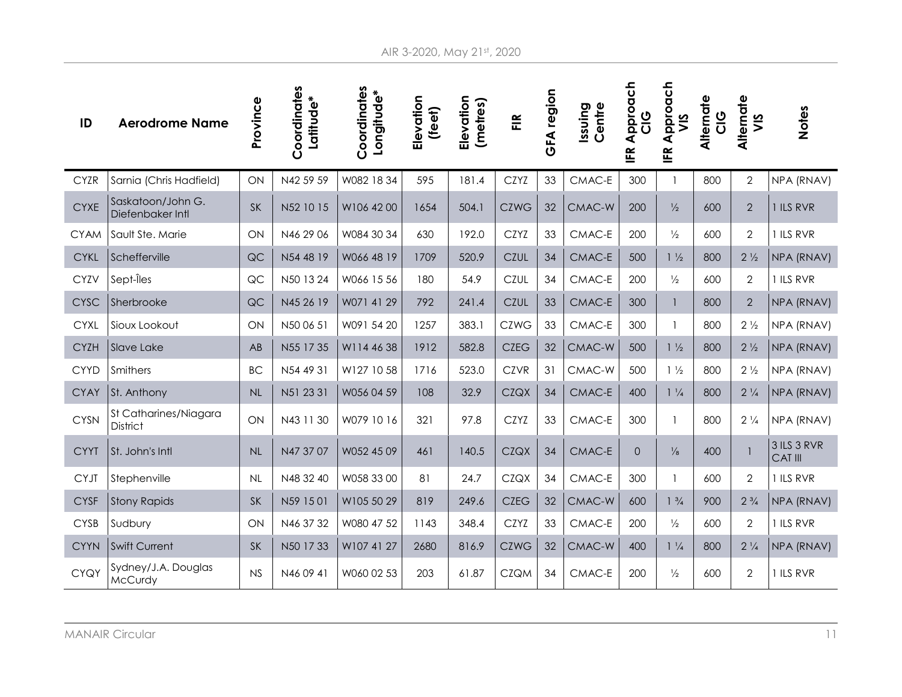| ID | Aerodrome Name | Province | Coordinates Latitude* | Coordinates Longitude* | Elevation (feet) | Elevation (metres) | FIR | GFA region | Issuing Centre | IFR Approach CIG | IFR Approach VIS | Alternate CIG | Alternate VIS | Notes |
|---|---|---|---|---|---|---|---|---|---|---|---|---|---|---|
| CYZR | Sarnia (Chris Hadfield) | ON | N42 59 59 | W082 18 34 | 595 | 181.4 | CZYZ | 33 | CMAC-E | 300 | 1 | 800 | 2 | NPA (RNAV) |
| CYXE | Saskatoon/John G. Diefenbaker Intl | SK | N52 10 15 | W106 42 00 | 1654 | 504.1 | CZWG | 32 | CMAC-W | 200 | ½ | 600 | 2 | 1 ILS RVR |
| CYAM | Sault Ste. Marie | ON | N46 29 06 | W084 30 34 | 630 | 192.0 | CZYZ | 33 | CMAC-E | 200 | ½ | 600 | 2 | 1 ILS RVR |
| CYKL | Schefferville | QC | N54 48 19 | W066 48 19 | 1709 | 520.9 | CZUL | 34 | CMAC-E | 500 | 1 ½ | 800 | 2 ½ | NPA (RNAV) |
| CYZV | Sept-Îles | QC | N50 13 24 | W066 15 56 | 180 | 54.9 | CZUL | 34 | CMAC-E | 200 | ½ | 600 | 2 | 1 ILS RVR |
| CYSC | Sherbrooke | QC | N45 26 19 | W071 41 29 | 792 | 241.4 | CZUL | 33 | CMAC-E | 300 | 1 | 800 | 2 | NPA (RNAV) |
| CYXL | Sioux Lookout | ON | N50 06 51 | W091 54 20 | 1257 | 383.1 | CZWG | 33 | CMAC-E | 300 | 1 | 800 | 2 ½ | NPA (RNAV) |
| CYZH | Slave Lake | AB | N55 17 35 | W114 46 38 | 1912 | 582.8 | CZEG | 32 | CMAC-W | 500 | 1 ½ | 800 | 2 ½ | NPA (RNAV) |
| CYYD | Smithers | BC | N54 49 31 | W127 10 58 | 1716 | 523.0 | CZVR | 31 | CMAC-W | 500 | 1 ½ | 800 | 2 ½ | NPA (RNAV) |
| CYAY | St. Anthony | NL | N51 23 31 | W056 04 59 | 108 | 32.9 | CZQX | 34 | CMAC-E | 400 | 1 ¼ | 800 | 2 ¼ | NPA (RNAV) |
| CYSN | St Catharines/Niagara District | ON | N43 11 30 | W079 10 16 | 321 | 97.8 | CZYZ | 33 | CMAC-E | 300 | 1 | 800 | 2 ¼ | NPA (RNAV) |
| CYYT | St. John's Intl | NL | N47 37 07 | W052 45 09 | 461 | 140.5 | CZQX | 34 | CMAC-E | 0 | ⅛ | 400 | 1 | 3 ILS 3 RVR CAT III |
| CYJT | Stephenville | NL | N48 32 40 | W058 33 00 | 81 | 24.7 | CZQX | 34 | CMAC-E | 300 | 1 | 600 | 2 | 1 ILS RVR |
| CYSF | Stony Rapids | SK | N59 15 01 | W105 50 29 | 819 | 249.6 | CZEG | 32 | CMAC-W | 600 | 1 ¾ | 900 | 2 ¾ | NPA (RNAV) |
| CYSB | Sudbury | ON | N46 37 32 | W080 47 52 | 1143 | 348.4 | CZYZ | 33 | CMAC-E | 200 | ½ | 600 | 2 | 1 ILS RVR |
| CYYN | Swift Current | SK | N50 17 33 | W107 41 27 | 2680 | 816.9 | CZWG | 32 | CMAC-W | 400 | 1 ¼ | 800 | 2 ¼ | NPA (RNAV) |
| CYQY | Sydney/J.A. Douglas McCurdy | NS | N46 09 41 | W060 02 53 | 203 | 61.87 | CZQM | 34 | CMAC-E | 200 | ½ | 600 | 2 | 1 ILS RVR |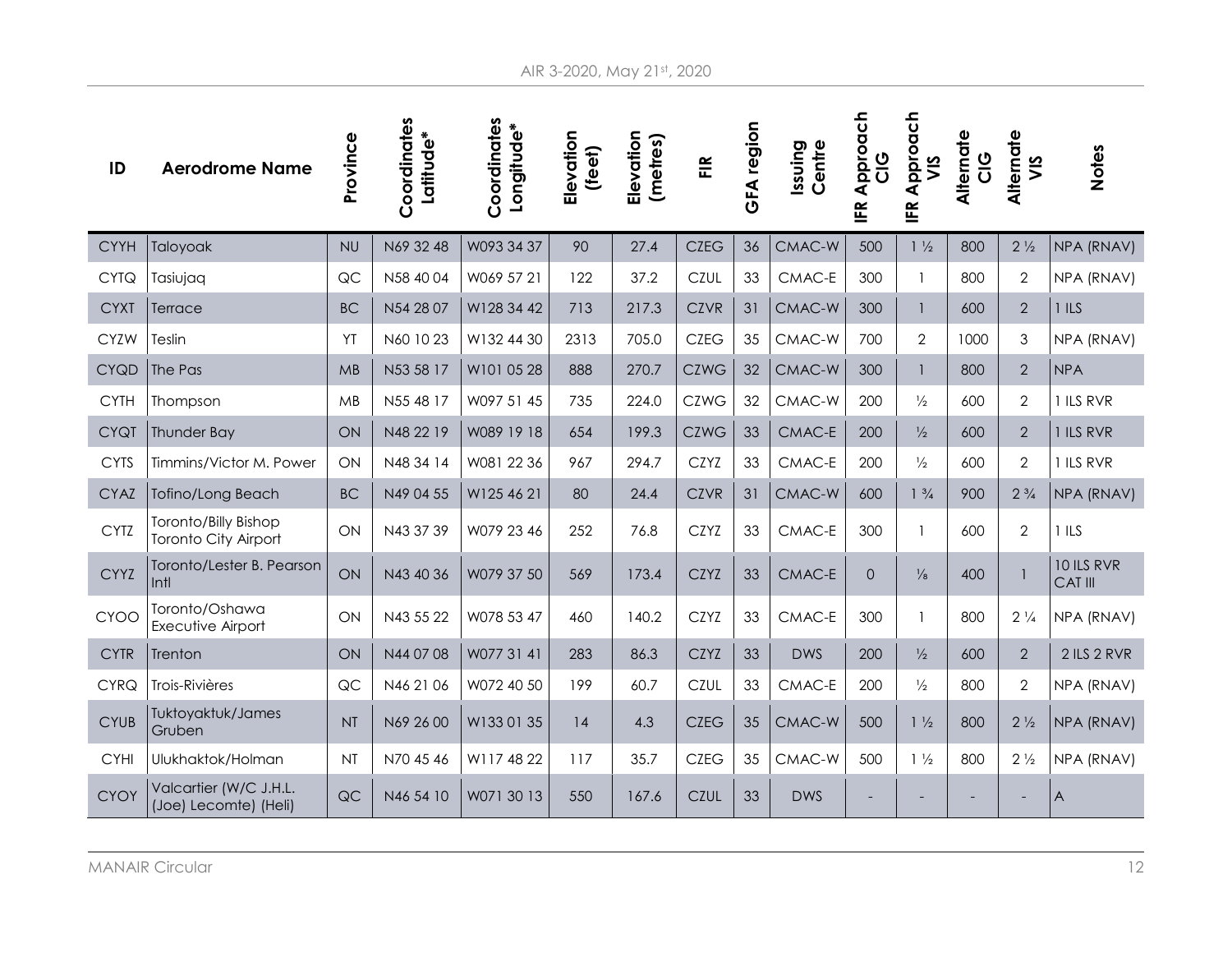| ID | Aerodrome Name | Province | Coordinates Latitude* | Coordinates Longitude* | Elevation (feet) | Elevation (metres) | FIR | GFA region | Issuing Centre | IFR Approach CIG | IFR Approach VIS | Alternate CIG | Alternate VIS | Notes |
|---|---|---|---|---|---|---|---|---|---|---|---|---|---|---|
| CYYH | Taloyoak | NU | N69 32 48 | W093 34 37 | 90 | 27.4 | CZEG | 36 | CMAC-W | 500 | 1 ½ | 800 | 2 ½ | NPA (RNAV) |
| CYTQ | Tasiujaq | QC | N58 40 04 | W069 57 21 | 122 | 37.2 | CZUL | 33 | CMAC-E | 300 | 1 | 800 | 2 | NPA (RNAV) |
| CYXT | Terrace | BC | N54 28 07 | W128 34 42 | 713 | 217.3 | CZVR | 31 | CMAC-W | 300 | 1 | 600 | 2 | 1 ILS |
| CYZW | Teslin | YT | N60 10 23 | W132 44 30 | 2313 | 705.0 | CZEG | 35 | CMAC-W | 700 | 2 | 1000 | 3 | NPA (RNAV) |
| CYQD | The Pas | MB | N53 58 17 | W101 05 28 | 888 | 270.7 | CZWG | 32 | CMAC-W | 300 | 1 | 800 | 2 | NPA |
| CYTH | Thompson | MB | N55 48 17 | W097 51 45 | 735 | 224.0 | CZWG | 32 | CMAC-W | 200 | ½ | 600 | 2 | 1 ILS RVR |
| CYQT | Thunder Bay | ON | N48 22 19 | W089 19 18 | 654 | 199.3 | CZWG | 33 | CMAC-E | 200 | ½ | 600 | 2 | 1 ILS RVR |
| CYTS | Timmins/Victor M. Power | ON | N48 34 14 | W081 22 36 | 967 | 294.7 | CZYZ | 33 | CMAC-E | 200 | ½ | 600 | 2 | 1 ILS RVR |
| CYAZ | Tofino/Long Beach | BC | N49 04 55 | W125 46 21 | 80 | 24.4 | CZVR | 31 | CMAC-W | 600 | 1 ¾ | 900 | 2 ¾ | NPA (RNAV) |
| CYTZ | Toronto/Billy Bishop Toronto City Airport | ON | N43 37 39 | W079 23 46 | 252 | 76.8 | CZYZ | 33 | CMAC-E | 300 | 1 | 600 | 2 | 1 ILS |
| CYYZ | Toronto/Lester B. Pearson Intl | ON | N43 40 36 | W079 37 50 | 569 | 173.4 | CZYZ | 33 | CMAC-E | 0 | ⅛ | 400 | 1 | 10 ILS RVR CAT III |
| CYOO | Toronto/Oshawa Executive Airport | ON | N43 55 22 | W078 53 47 | 460 | 140.2 | CZYZ | 33 | CMAC-E | 300 | 1 | 800 | 2 ¼ | NPA (RNAV) |
| CYTR | Trenton | ON | N44 07 08 | W077 31 41 | 283 | 86.3 | CZYZ | 33 | DWS | 200 | ½ | 600 | 2 | 2 ILS 2 RVR |
| CYRQ | Trois-Rivières | QC | N46 21 06 | W072 40 50 | 199 | 60.7 | CZUL | 33 | CMAC-E | 200 | ½ | 800 | 2 | NPA (RNAV) |
| CYUB | Tuktoyaktuk/James Gruben | NT | N69 26 00 | W133 01 35 | 14 | 4.3 | CZEG | 35 | CMAC-W | 500 | 1 ½ | 800 | 2 ½ | NPA (RNAV) |
| CYHI | Ulukhaktok/Holman | NT | N70 45 46 | W117 48 22 | 117 | 35.7 | CZEG | 35 | CMAC-W | 500 | 1 ½ | 800 | 2 ½ | NPA (RNAV) |
| CYOY | Valcartier (W/C J.H.L. (Joe) Lecomte) (Heli) | QC | N46 54 10 | W071 30 13 | 550 | 167.6 | CZUL | 33 | DWS | - | - | - | - | A |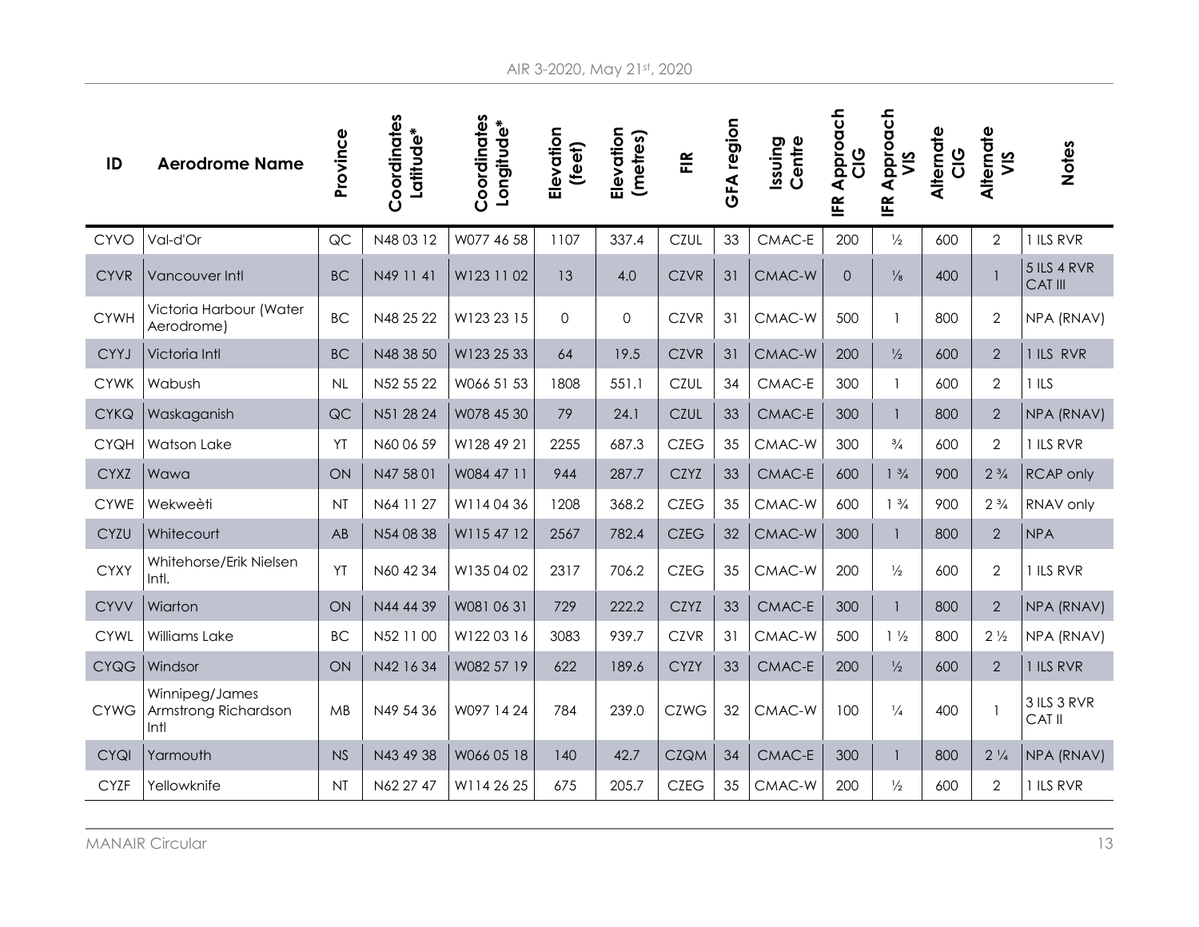| ID | Aerodrome Name | Province | Coordinates Latitude* | Coordinates Longitude* | Elevation (feet) | Elevation (metres) | FIR | GFA region | Issuing Centre | IFR Approach CIG | IFR Approach VIS | Alternate CIG | Alternate VIS | Notes |
|---|---|---|---|---|---|---|---|---|---|---|---|---|---|---|
| CYVO | Val-d'Or | QC | N48 03 12 | W077 46 58 | 1107 | 337.4 | CZUL | 33 | CMAC-E | 200 | ½ | 600 | 2 | 1 ILS RVR |
| CYVR | Vancouver Intl | BC | N49 11 41 | W123 11 02 | 13 | 4.0 | CZVR | 31 | CMAC-W | 0 | ⅛ | 400 | 1 | 5 ILS 4 RVR CAT III |
| CYWH | Victoria Harbour (Water Aerodrome) | BC | N48 25 22 | W123 23 15 | 0 | 0 | CZVR | 31 | CMAC-W | 500 | 1 | 800 | 2 | NPA (RNAV) |
| CYYJ | Victoria Intl | BC | N48 38 50 | W123 25 33 | 64 | 19.5 | CZVR | 31 | CMAC-W | 200 | ½ | 600 | 2 | 1 ILS RVR |
| CYWK | Wabush | NL | N52 55 22 | W066 51 53 | 1808 | 551.1 | CZUL | 34 | CMAC-E | 300 | 1 | 600 | 2 | 1 ILS |
| CYKQ | Waskaganish | QC | N51 28 24 | W078 45 30 | 79 | 24.1 | CZUL | 33 | CMAC-E | 300 | 1 | 800 | 2 | NPA (RNAV) |
| CYQH | Watson Lake | YT | N60 06 59 | W128 49 21 | 2255 | 687.3 | CZEG | 35 | CMAC-W | 300 | ¾ | 600 | 2 | 1 ILS RVR |
| CYXZ | Wawa | ON | N47 58 01 | W084 47 11 | 944 | 287.7 | CZYZ | 33 | CMAC-E | 600 | 1 ¾ | 900 | 2 ¾ | RCAP only |
| CYWE | Wekweèti | NT | N64 11 27 | W114 04 36 | 1208 | 368.2 | CZEG | 35 | CMAC-W | 600 | 1 ¾ | 900 | 2 ¾ | RNAV only |
| CYZU | Whitecourt | AB | N54 08 38 | W115 47 12 | 2567 | 782.4 | CZEG | 32 | CMAC-W | 300 | 1 | 800 | 2 | NPA |
| CYXY | Whitehorse/Erik Nielsen Intl. | YT | N60 42 34 | W135 04 02 | 2317 | 706.2 | CZEG | 35 | CMAC-W | 200 | ½ | 600 | 2 | 1 ILS RVR |
| CYVV | Wiarton | ON | N44 44 39 | W081 06 31 | 729 | 222.2 | CZYZ | 33 | CMAC-E | 300 | 1 | 800 | 2 | NPA (RNAV) |
| CYWL | Williams Lake | BC | N52 11 00 | W122 03 16 | 3083 | 939.7 | CZVR | 31 | CMAC-W | 500 | 1 ½ | 800 | 2 ½ | NPA (RNAV) |
| CYQG | Windsor | ON | N42 16 34 | W082 57 19 | 622 | 189.6 | CYZY | 33 | CMAC-E | 200 | ½ | 600 | 2 | 1 ILS RVR |
| CYWG | Winnipeg/James Armstrong Richardson Intl | MB | N49 54 36 | W097 14 24 | 784 | 239.0 | CZWG | 32 | CMAC-W | 100 | ¼ | 400 | 1 | 3 ILS 3 RVR CAT II |
| CYQI | Yarmouth | NS | N43 49 38 | W066 05 18 | 140 | 42.7 | CZQM | 34 | CMAC-E | 300 | 1 | 800 | 2 ¼ | NPA (RNAV) |
| CYZF | Yellowknife | NT | N62 27 47 | W114 26 25 | 675 | 205.7 | CZEG | 35 | CMAC-W | 200 | ½ | 600 | 2 | 1 ILS RVR |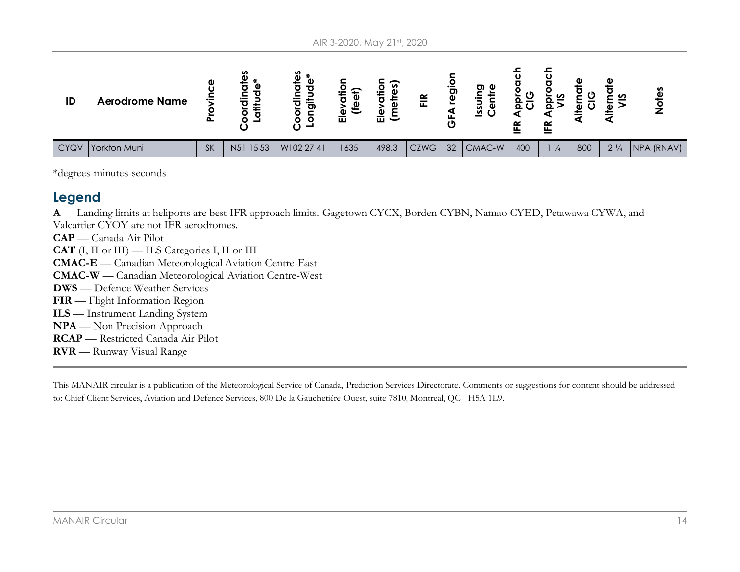| ID | Aerodrome Name | Province | Coordinates Latitude* | Coordinates Longitude* | Elevation (feet) | Elevation (metres) | FIR | GFA region | Issuing Centre | IFR Approach CIG | IFR Approach VIS | Alternate CIG | Alternate VIS | Notes |
|---|---|---|---|---|---|---|---|---|---|---|---|---|---|---|
| CYQV | Yorkton Muni | SK | N51 15 53 | W102 27 41 | 1635 | 498.3 | CZWG | 32 | CMAC-W | 400 | 1 ¼ | 800 | 2 ¼ | NPA (RNAV) |

*degrees-minutes-seconds

## Legend

**A** — Landing limits at heliports are best IFR approach limits. Gagetown CYCX, Borden CYBN, Namao CYED, Petawawa CYWA, and Valcartier CYOY are not IFR aerodromes.
**CAP** — Canada Air Pilot
**CAT** (I, II or III) — ILS Categories I, II or III
**CMAC-E** — Canadian Meteorological Aviation Centre-East
**CMAC-W** — Canadian Meteorological Aviation Centre-West
**DWS** — Defence Weather Services
**FIR** — Flight Information Region
**ILS** — Instrument Landing System
**NPA** — Non Precision Approach
**RCAP** — Restricted Canada Air Pilot
**RVR** — Runway Visual Range

This MANAIR circular is a publication of the Meteorological Service of Canada, Prediction Services Directorate. Comments or suggestions for content should be addressed to: Chief Client Services, Aviation and Defence Services, 800 De la Gauchetière Ouest, suite 7810, Montreal, QC H5A 1L9.